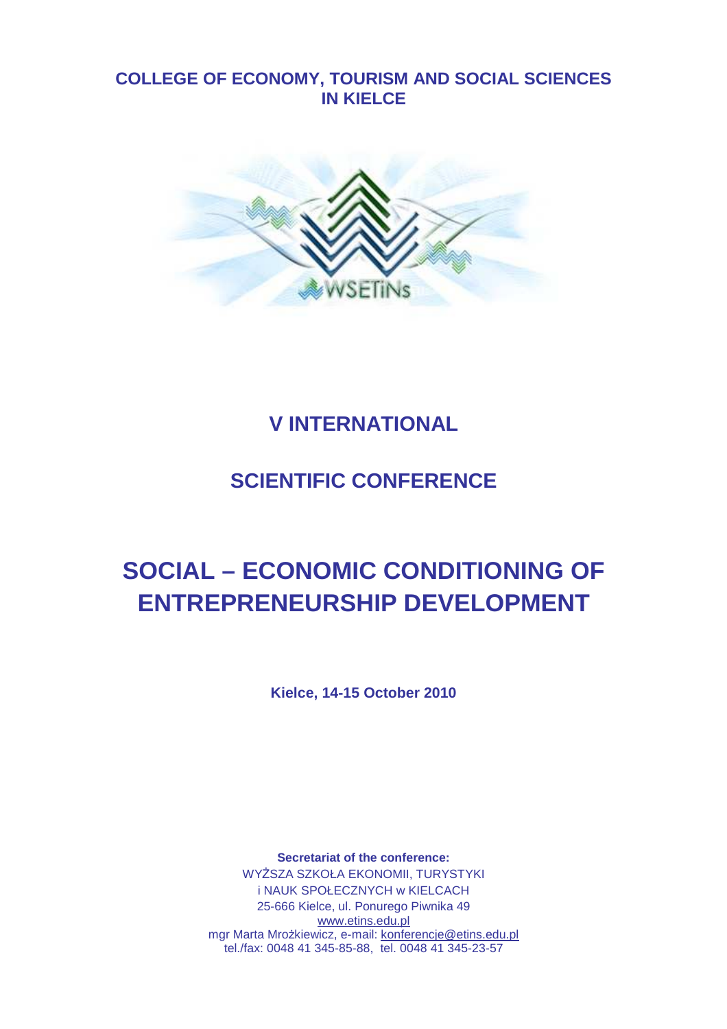**COLLEGE OF ECONOMY, TOURISM AND SOCIAL SCIENCES IN KIELCE**

# V INTERNATIONAL

# SCIENTIFIC CONFERENCE

# SOCIAL – ECONOMIC CONDITIONING OF ENTREPRENEURSHIP DEVELOPMENT

**Kielce, 14-15 October 2010**

**Secretariat of the conference:**
WYŻSZA SZKOŁA EKONOMII, TURYSTYKI
i NAUK SPOŁECZNYCH w KIELCACH
25-666 Kielce, ul. Ponurego Piwnika 49
www.etins.edu.pl
mgr Marta Mrożkiewicz, e-mail: konferencje@etins.edu.pl
tel./fax: 0048 41 345-85-88, tel. 0048 41 345-23-57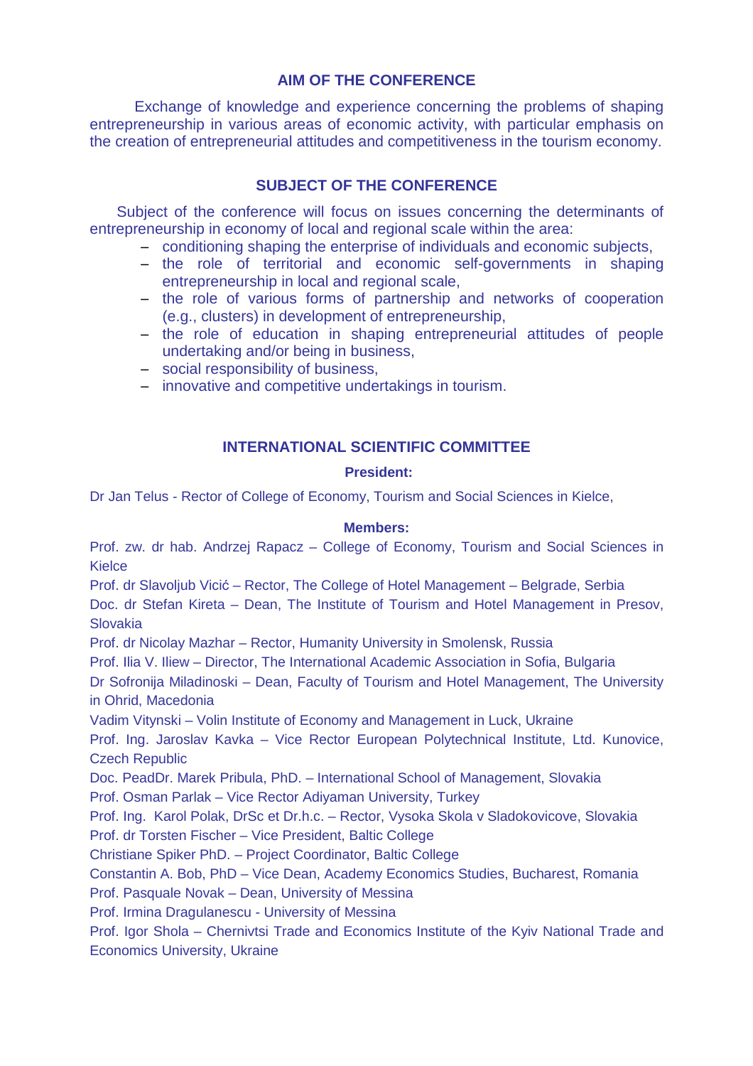## AIM OF THE CONFERENCE

Exchange of knowledge and experience concerning the problems of shaping entrepreneurship in various areas of economic activity, with particular emphasis on the creation of entrepreneurial attitudes and competitiveness in the tourism economy.

## SUBJECT OF THE CONFERENCE

Subject of the conference will focus on issues concerning the determinants of entrepreneurship in economy of local and regional scale within the area:

- conditioning shaping the enterprise of individuals and economic subjects,
- the role of territorial and economic self-governments in shaping entrepreneurship in local and regional scale,
- the role of various forms of partnership and networks of cooperation (e.g., clusters) in development of entrepreneurship,
- the role of education in shaping entrepreneurial attitudes of people undertaking and/or being in business,
- social responsibility of business,
- innovative and competitive undertakings in tourism.

## INTERNATIONAL SCIENTIFIC COMMITTEE

**President:**

Dr Jan Telus - Rector of College of Economy, Tourism and Social Sciences in Kielce,

**Members:**

Prof. zw. dr hab. Andrzej Rapacz – College of Economy, Tourism and Social Sciences in Kielce

Prof. dr Slavoljub Vicić – Rector, The College of Hotel Management – Belgrade, Serbia

Doc. dr Stefan Kireta – Dean, The Institute of Tourism and Hotel Management in Presov, Slovakia

Prof. dr Nicolay Mazhar – Rector, Humanity University in Smolensk, Russia

Prof. Ilia V. Iliew – Director, The International Academic Association in Sofia, Bulgaria

Dr Sofronija Miladinoski – Dean, Faculty of Tourism and Hotel Management, The University in Ohrid, Macedonia

Vadim Vitynski – Volin Institute of Economy and Management in Luck, Ukraine

Prof. Ing. Jaroslav Kavka – Vice Rector European Polytechnical Institute, Ltd. Kunovice, Czech Republic

Doc. PeadDr. Marek Pribula, PhD. – International School of Management, Slovakia

Prof. Osman Parlak – Vice Rector Adiyaman University, Turkey

Prof. Ing. Karol Polak, DrSc et Dr.h.c. – Rector, Vysoka Skola v Sladokovicove, Slovakia

Prof. dr Torsten Fischer – Vice President, Baltic College

Christiane Spiker PhD. – Project Coordinator, Baltic College

Constantin A. Bob, PhD – Vice Dean, Academy Economics Studies, Bucharest, Romania

Prof. Pasquale Novak – Dean, University of Messina

Prof. Irmina Dragulanescu - University of Messina

Prof. Igor Shola – Chernivtsi Trade and Economics Institute of the Kyiv National Trade and Economics University, Ukraine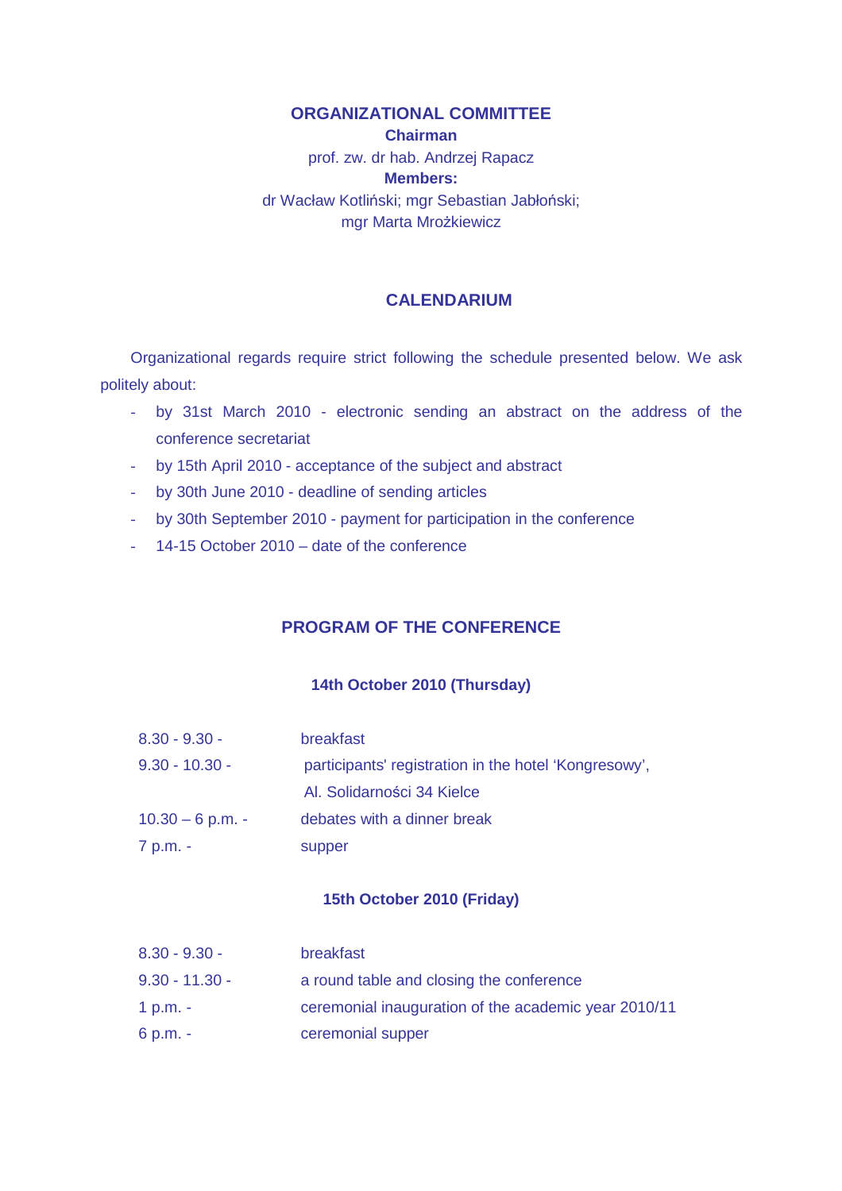## ORGANIZATIONAL COMMITTEE

**Chairman**

prof. zw. dr hab. Andrzej Rapacz

**Members:**

dr Wacław Kotliński; mgr Sebastian Jabłoński;
mgr Marta Mrożkiewicz

## CALENDARIUM

Organizational regards require strict following the schedule presented below. We ask politely about:

- by 31st March 2010 - electronic sending an abstract on the address of the conference secretariat
- by 15th April 2010 - acceptance of the subject and abstract
- by 30th June 2010 - deadline of sending articles
- by 30th September 2010 - payment for participation in the conference
- 14-15 October 2010 – date of the conference

## PROGRAM OF THE CONFERENCE

### 14th October 2010 (Thursday)

| | |
|---|---|
| 8.30 - 9.30 - | breakfast |
| 9.30 - 10.30 - | participants' registration in the hotel 'Kongresowy', Al. Solidarności 34 Kielce |
| 10.30 – 6 p.m. - | debates with a dinner break |
| 7 p.m. - | supper |

### 15th October 2010 (Friday)

| | |
|---|---|
| 8.30 - 9.30 - | breakfast |
| 9.30 - 11.30 - | a round table and closing the conference |
| 1 p.m. - | ceremonial inauguration of the academic year 2010/11 |
| 6 p.m. - | ceremonial supper |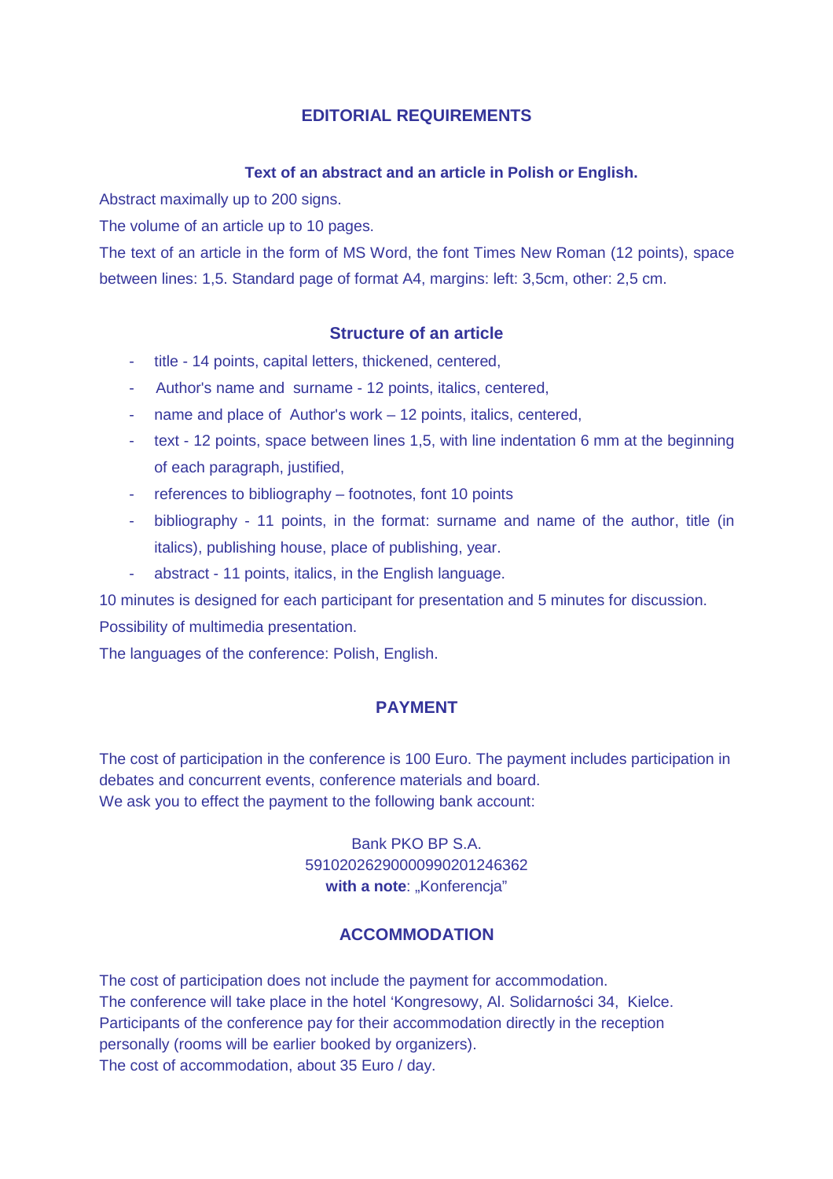## EDITORIAL REQUIREMENTS

### Text of an abstract and an article in Polish or English.

Abstract maximally up to 200 signs.

The volume of an article up to 10 pages.

The text of an article in the form of MS Word, the font Times New Roman (12 points), space between lines: 1,5. Standard page of format A4, margins: left: 3,5cm, other: 2,5 cm.

### Structure of an article

- title - 14 points, capital letters, thickened, centered,
- Author's name and surname - 12 points, italics, centered,
- name and place of Author's work – 12 points, italics, centered,
- text - 12 points, space between lines 1,5, with line indentation 6 mm at the beginning of each paragraph, justified,
- references to bibliography – footnotes, font 10 points
- bibliography - 11 points, in the format: surname and name of the author, title (in italics), publishing house, place of publishing, year.
- abstract - 11 points, italics, in the English language.

10 minutes is designed for each participant for presentation and 5 minutes for discussion.

Possibility of multimedia presentation.

The languages of the conference: Polish, English.

## PAYMENT

The cost of participation in the conference is 100 Euro. The payment includes participation in debates and concurrent events, conference materials and board.
We ask you to effect the payment to the following bank account:

Bank PKO BP S.A.
59102026290000990201246362
**with a note**: „Konferencja"

## ACCOMMODATION

The cost of participation does not include the payment for accommodation.
The conference will take place in the hotel 'Kongresowy, Al. Solidarności 34, Kielce.
Participants of the conference pay for their accommodation directly in the reception personally (rooms will be earlier booked by organizers).
The cost of accommodation, about 35 Euro / day.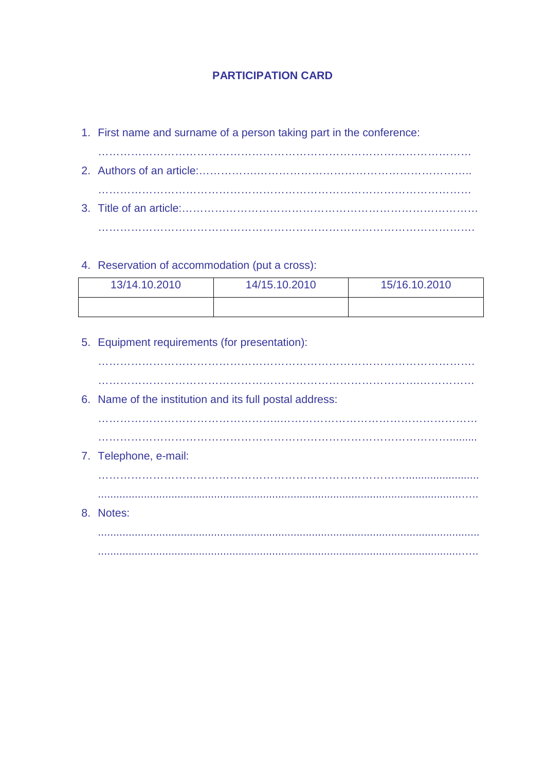## PARTICIPATION CARD

1. First name and surname of a person taking part in the conference:

   ……………………………………………………………………………………………

2. Authors of an article:……………………………………………………………………..

   ……………………………………………………………………………………………

3. Title of an article:…………………………………………………………………………

   ……………………………………………………………………………………………

4. Reservation of accommodation (put a cross):

| 13/14.10.2010 | 14/15.10.2010 | 15/16.10.2010 |
|---|---|---|
| | | |

5. Equipment requirements (for presentation):

   ……………………………………………………………………………………………

   ……………………………………………………………………………………………

6. Name of the institution and its full postal address:

   ……………………………………………………………………………………………

   ……………………………………………………………………………………………

7. Telephone, e-mail:

   ……………………………………………………………………………………………

   ……………………………………………………………………………………………

8. Notes:

   ……………………………………………………………………………………………

   ……………………………………………………………………………………………